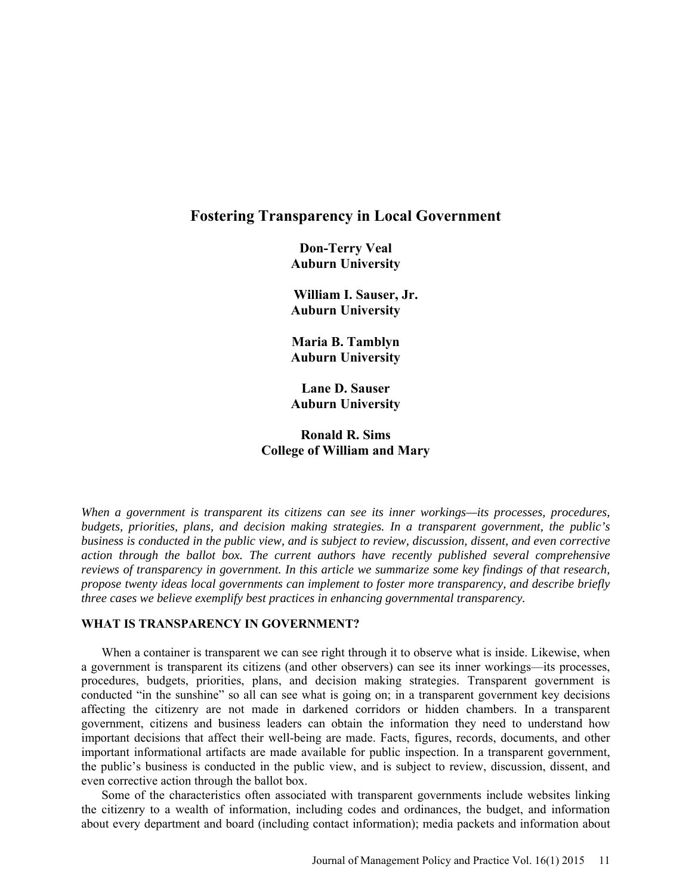# Fostering Transparency in Local Government

**Don-Terry Veal**
**Auburn University**

**William I. Sauser, Jr.**
**Auburn University**

**Maria B. Tamblyn**
**Auburn University**

**Lane D. Sauser**
**Auburn University**

**Ronald R. Sims**
**College of William and Mary**

*When a government is transparent its citizens can see its inner workings—its processes, procedures, budgets, priorities, plans, and decision making strategies. In a transparent government, the public's business is conducted in the public view, and is subject to review, discussion, dissent, and even corrective action through the ballot box. The current authors have recently published several comprehensive reviews of transparency in government. In this article we summarize some key findings of that research, propose twenty ideas local governments can implement to foster more transparency, and describe briefly three cases we believe exemplify best practices in enhancing governmental transparency.*

## WHAT IS TRANSPARENCY IN GOVERNMENT?

When a container is transparent we can see right through it to observe what is inside. Likewise, when a government is transparent its citizens (and other observers) can see its inner workings—its processes, procedures, budgets, priorities, plans, and decision making strategies. Transparent government is conducted "in the sunshine" so all can see what is going on; in a transparent government key decisions affecting the citizenry are not made in darkened corridors or hidden chambers. In a transparent government, citizens and business leaders can obtain the information they need to understand how important decisions that affect their well-being are made. Facts, figures, records, documents, and other important informational artifacts are made available for public inspection. In a transparent government, the public's business is conducted in the public view, and is subject to review, discussion, dissent, and even corrective action through the ballot box.

Some of the characteristics often associated with transparent governments include websites linking the citizenry to a wealth of information, including codes and ordinances, the budget, and information about every department and board (including contact information); media packets and information about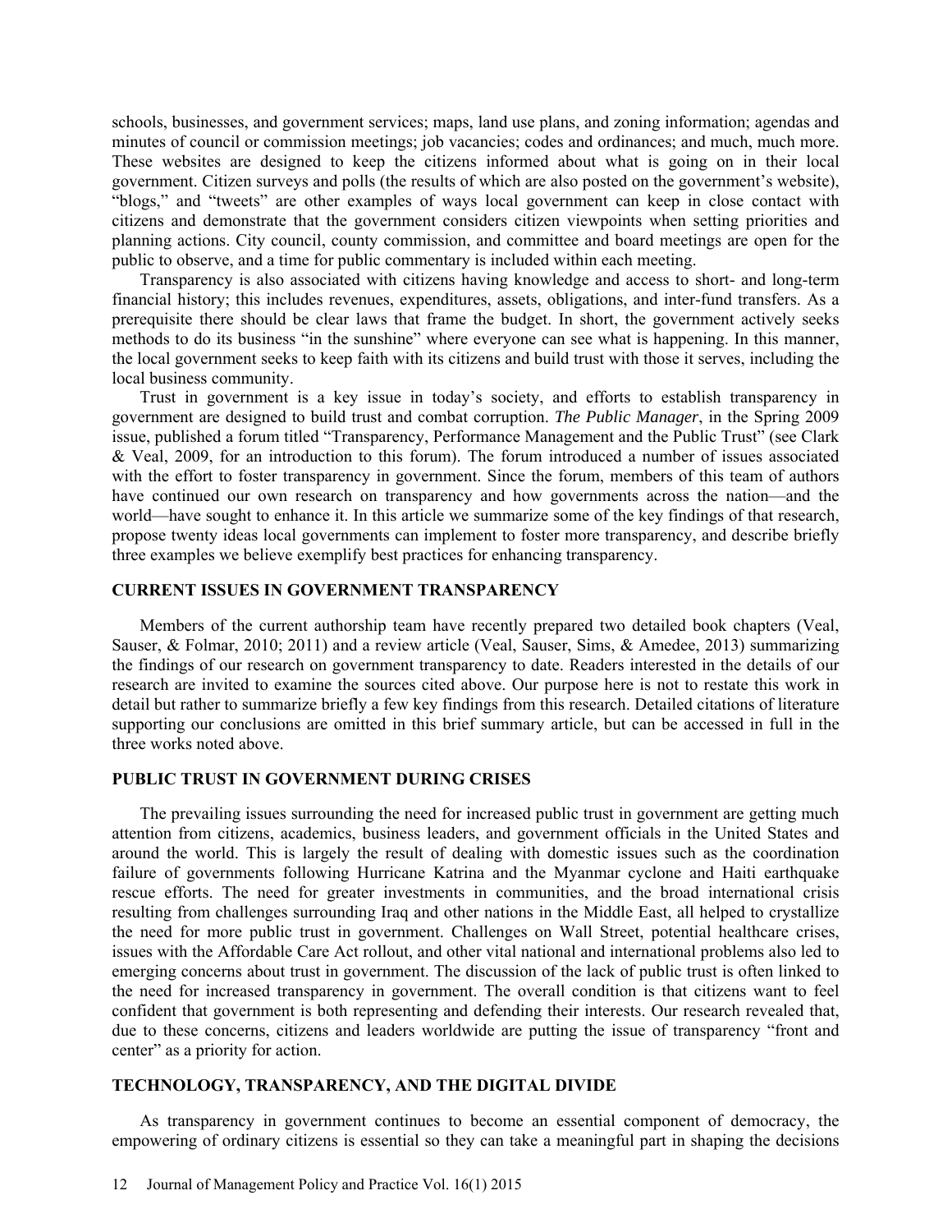schools, businesses, and government services; maps, land use plans, and zoning information; agendas and minutes of council or commission meetings; job vacancies; codes and ordinances; and much, much more. These websites are designed to keep the citizens informed about what is going on in their local government. Citizen surveys and polls (the results of which are also posted on the government's website), "blogs," and "tweets" are other examples of ways local government can keep in close contact with citizens and demonstrate that the government considers citizen viewpoints when setting priorities and planning actions. City council, county commission, and committee and board meetings are open for the public to observe, and a time for public commentary is included within each meeting.

Transparency is also associated with citizens having knowledge and access to short- and long-term financial history; this includes revenues, expenditures, assets, obligations, and inter-fund transfers. As a prerequisite there should be clear laws that frame the budget. In short, the government actively seeks methods to do its business "in the sunshine" where everyone can see what is happening. In this manner, the local government seeks to keep faith with its citizens and build trust with those it serves, including the local business community.

Trust in government is a key issue in today's society, and efforts to establish transparency in government are designed to build trust and combat corruption. *The Public Manager*, in the Spring 2009 issue, published a forum titled "Transparency, Performance Management and the Public Trust" (see Clark & Veal, 2009, for an introduction to this forum). The forum introduced a number of issues associated with the effort to foster transparency in government. Since the forum, members of this team of authors have continued our own research on transparency and how governments across the nation—and the world—have sought to enhance it. In this article we summarize some of the key findings of that research, propose twenty ideas local governments can implement to foster more transparency, and describe briefly three examples we believe exemplify best practices for enhancing transparency.

## CURRENT ISSUES IN GOVERNMENT TRANSPARENCY

Members of the current authorship team have recently prepared two detailed book chapters (Veal, Sauser, & Folmar, 2010; 2011) and a review article (Veal, Sauser, Sims, & Amedee, 2013) summarizing the findings of our research on government transparency to date. Readers interested in the details of our research are invited to examine the sources cited above. Our purpose here is not to restate this work in detail but rather to summarize briefly a few key findings from this research. Detailed citations of literature supporting our conclusions are omitted in this brief summary article, but can be accessed in full in the three works noted above.

## PUBLIC TRUST IN GOVERNMENT DURING CRISES

The prevailing issues surrounding the need for increased public trust in government are getting much attention from citizens, academics, business leaders, and government officials in the United States and around the world. This is largely the result of dealing with domestic issues such as the coordination failure of governments following Hurricane Katrina and the Myanmar cyclone and Haiti earthquake rescue efforts. The need for greater investments in communities, and the broad international crisis resulting from challenges surrounding Iraq and other nations in the Middle East, all helped to crystallize the need for more public trust in government. Challenges on Wall Street, potential healthcare crises, issues with the Affordable Care Act rollout, and other vital national and international problems also led to emerging concerns about trust in government. The discussion of the lack of public trust is often linked to the need for increased transparency in government. The overall condition is that citizens want to feel confident that government is both representing and defending their interests. Our research revealed that, due to these concerns, citizens and leaders worldwide are putting the issue of transparency "front and center" as a priority for action.

## TECHNOLOGY, TRANSPARENCY, AND THE DIGITAL DIVIDE

As transparency in government continues to become an essential component of democracy, the empowering of ordinary citizens is essential so they can take a meaningful part in shaping the decisions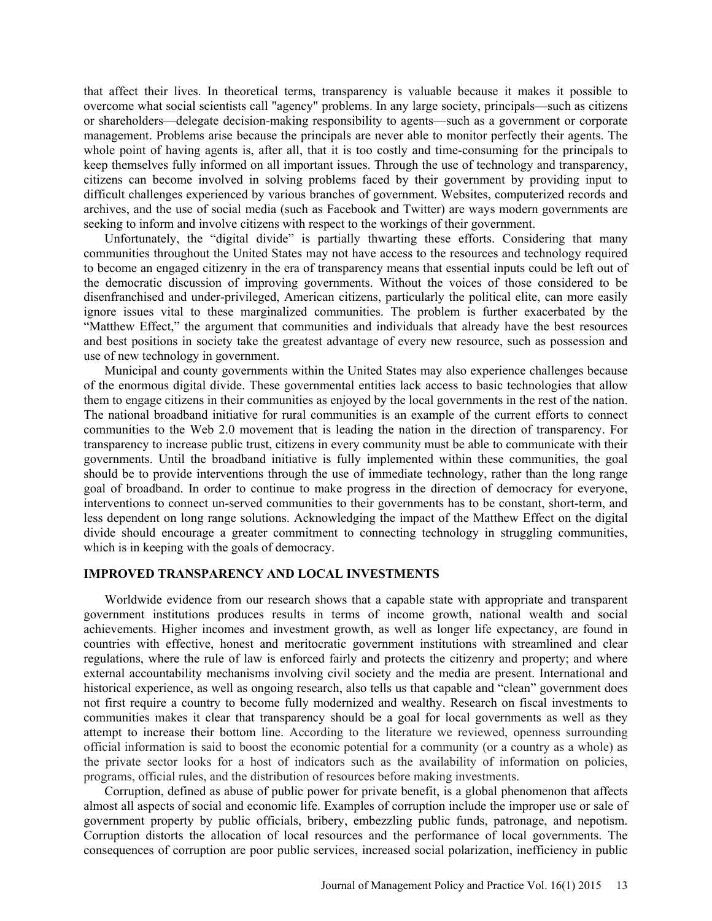that affect their lives. In theoretical terms, transparency is valuable because it makes it possible to overcome what social scientists call "agency" problems. In any large society, principals—such as citizens or shareholders—delegate decision-making responsibility to agents—such as a government or corporate management. Problems arise because the principals are never able to monitor perfectly their agents. The whole point of having agents is, after all, that it is too costly and time-consuming for the principals to keep themselves fully informed on all important issues. Through the use of technology and transparency, citizens can become involved in solving problems faced by their government by providing input to difficult challenges experienced by various branches of government. Websites, computerized records and archives, and the use of social media (such as Facebook and Twitter) are ways modern governments are seeking to inform and involve citizens with respect to the workings of their government.

Unfortunately, the "digital divide" is partially thwarting these efforts. Considering that many communities throughout the United States may not have access to the resources and technology required to become an engaged citizenry in the era of transparency means that essential inputs could be left out of the democratic discussion of improving governments. Without the voices of those considered to be disenfranchised and under-privileged, American citizens, particularly the political elite, can more easily ignore issues vital to these marginalized communities. The problem is further exacerbated by the "Matthew Effect," the argument that communities and individuals that already have the best resources and best positions in society take the greatest advantage of every new resource, such as possession and use of new technology in government.

Municipal and county governments within the United States may also experience challenges because of the enormous digital divide. These governmental entities lack access to basic technologies that allow them to engage citizens in their communities as enjoyed by the local governments in the rest of the nation. The national broadband initiative for rural communities is an example of the current efforts to connect communities to the Web 2.0 movement that is leading the nation in the direction of transparency. For transparency to increase public trust, citizens in every community must be able to communicate with their governments. Until the broadband initiative is fully implemented within these communities, the goal should be to provide interventions through the use of immediate technology, rather than the long range goal of broadband. In order to continue to make progress in the direction of democracy for everyone, interventions to connect un-served communities to their governments has to be constant, short-term, and less dependent on long range solutions. Acknowledging the impact of the Matthew Effect on the digital divide should encourage a greater commitment to connecting technology in struggling communities, which is in keeping with the goals of democracy.

## IMPROVED TRANSPARENCY AND LOCAL INVESTMENTS

Worldwide evidence from our research shows that a capable state with appropriate and transparent government institutions produces results in terms of income growth, national wealth and social achievements. Higher incomes and investment growth, as well as longer life expectancy, are found in countries with effective, honest and meritocratic government institutions with streamlined and clear regulations, where the rule of law is enforced fairly and protects the citizenry and property; and where external accountability mechanisms involving civil society and the media are present. International and historical experience, as well as ongoing research, also tells us that capable and "clean" government does not first require a country to become fully modernized and wealthy. Research on fiscal investments to communities makes it clear that transparency should be a goal for local governments as well as they attempt to increase their bottom line. According to the literature we reviewed, openness surrounding official information is said to boost the economic potential for a community (or a country as a whole) as the private sector looks for a host of indicators such as the availability of information on policies, programs, official rules, and the distribution of resources before making investments.

Corruption, defined as abuse of public power for private benefit, is a global phenomenon that affects almost all aspects of social and economic life. Examples of corruption include the improper use or sale of government property by public officials, bribery, embezzling public funds, patronage, and nepotism. Corruption distorts the allocation of local resources and the performance of local governments. The consequences of corruption are poor public services, increased social polarization, inefficiency in public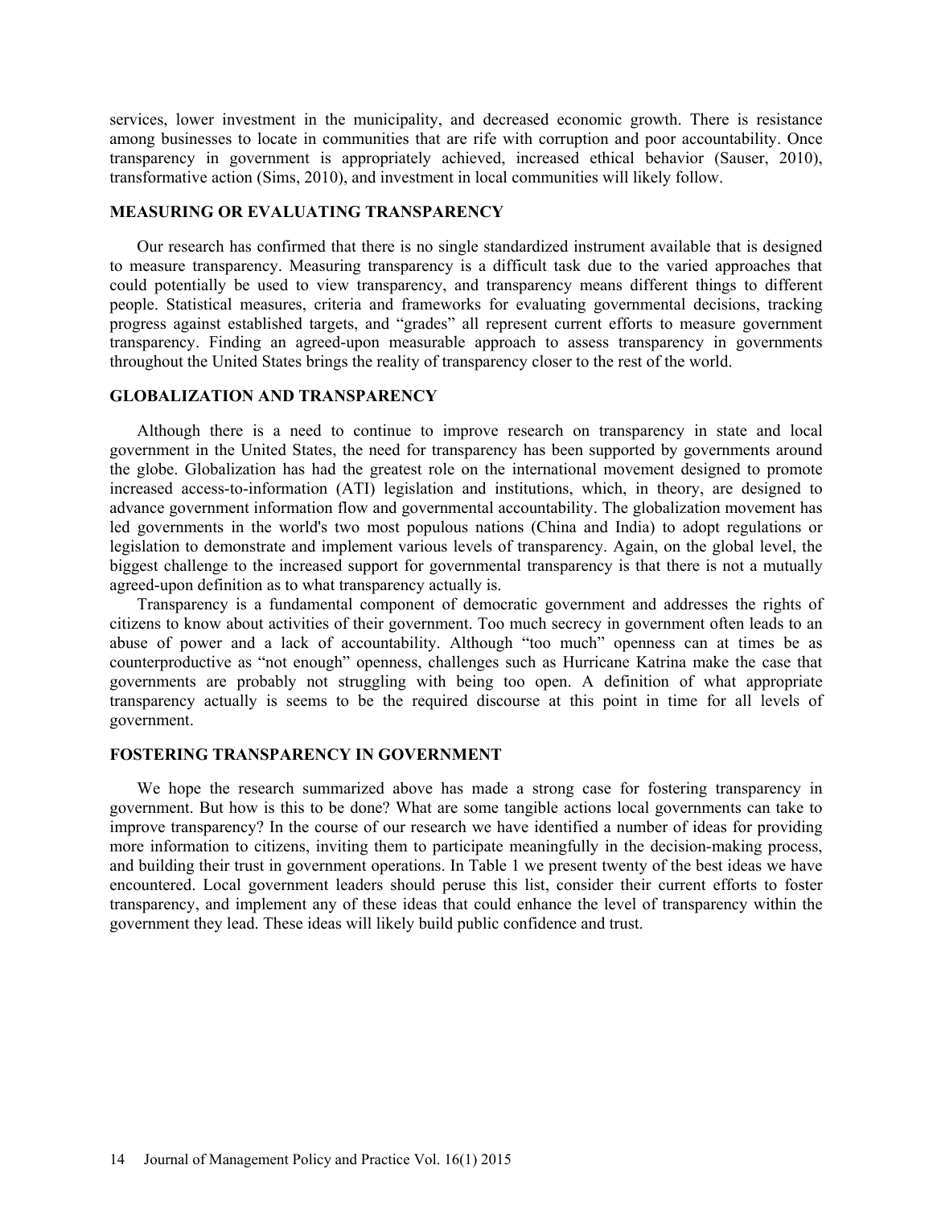services, lower investment in the municipality, and decreased economic growth. There is resistance among businesses to locate in communities that are rife with corruption and poor accountability. Once transparency in government is appropriately achieved, increased ethical behavior (Sauser, 2010), transformative action (Sims, 2010), and investment in local communities will likely follow.

## MEASURING OR EVALUATING TRANSPARENCY

Our research has confirmed that there is no single standardized instrument available that is designed to measure transparency. Measuring transparency is a difficult task due to the varied approaches that could potentially be used to view transparency, and transparency means different things to different people. Statistical measures, criteria and frameworks for evaluating governmental decisions, tracking progress against established targets, and "grades" all represent current efforts to measure government transparency. Finding an agreed-upon measurable approach to assess transparency in governments throughout the United States brings the reality of transparency closer to the rest of the world.

## GLOBALIZATION AND TRANSPARENCY

Although there is a need to continue to improve research on transparency in state and local government in the United States, the need for transparency has been supported by governments around the globe. Globalization has had the greatest role on the international movement designed to promote increased access-to-information (ATI) legislation and institutions, which, in theory, are designed to advance government information flow and governmental accountability. The globalization movement has led governments in the world's two most populous nations (China and India) to adopt regulations or legislation to demonstrate and implement various levels of transparency. Again, on the global level, the biggest challenge to the increased support for governmental transparency is that there is not a mutually agreed-upon definition as to what transparency actually is.

Transparency is a fundamental component of democratic government and addresses the rights of citizens to know about activities of their government. Too much secrecy in government often leads to an abuse of power and a lack of accountability. Although "too much" openness can at times be as counterproductive as "not enough" openness, challenges such as Hurricane Katrina make the case that governments are probably not struggling with being too open. A definition of what appropriate transparency actually is seems to be the required discourse at this point in time for all levels of government.

## FOSTERING TRANSPARENCY IN GOVERNMENT

We hope the research summarized above has made a strong case for fostering transparency in government. But how is this to be done? What are some tangible actions local governments can take to improve transparency? In the course of our research we have identified a number of ideas for providing more information to citizens, inviting them to participate meaningfully in the decision-making process, and building their trust in government operations. In Table 1 we present twenty of the best ideas we have encountered. Local government leaders should peruse this list, consider their current efforts to foster transparency, and implement any of these ideas that could enhance the level of transparency within the government they lead. These ideas will likely build public confidence and trust.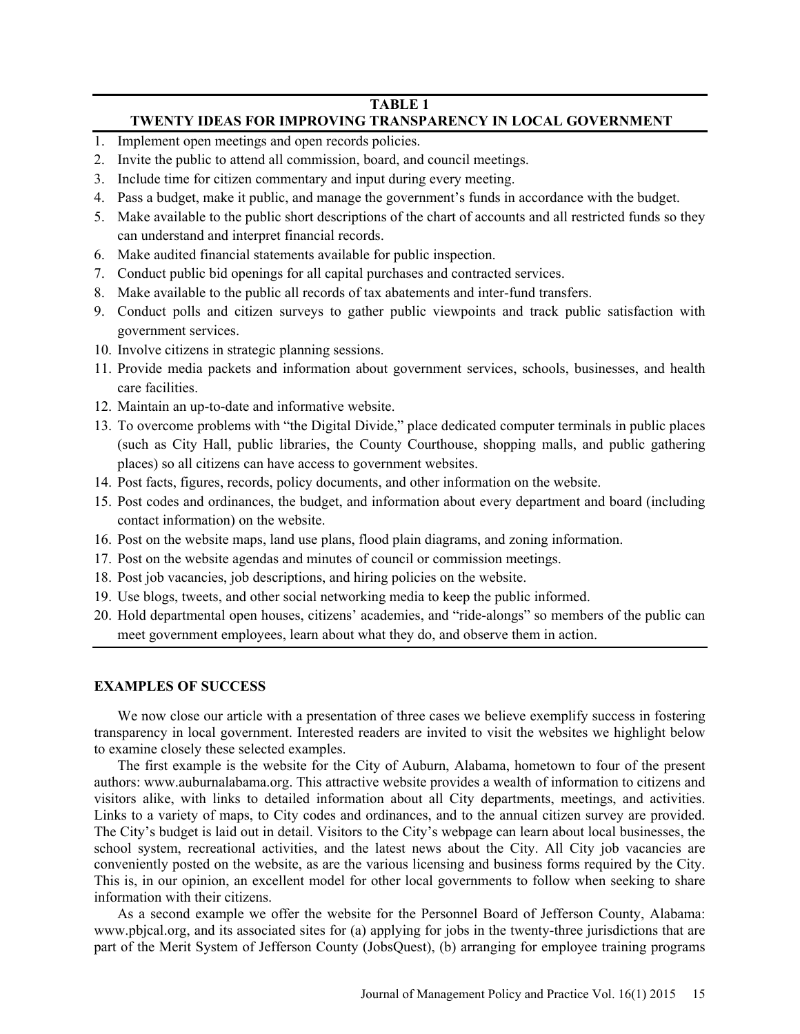**TABLE 1**
**TWENTY IDEAS FOR IMPROVING TRANSPARENCY IN LOCAL GOVERNMENT**

1. Implement open meetings and open records policies.
2. Invite the public to attend all commission, board, and council meetings.
3. Include time for citizen commentary and input during every meeting.
4. Pass a budget, make it public, and manage the government's funds in accordance with the budget.
5. Make available to the public short descriptions of the chart of accounts and all restricted funds so they can understand and interpret financial records.
6. Make audited financial statements available for public inspection.
7. Conduct public bid openings for all capital purchases and contracted services.
8. Make available to the public all records of tax abatements and inter-fund transfers.
9. Conduct polls and citizen surveys to gather public viewpoints and track public satisfaction with government services.
10. Involve citizens in strategic planning sessions.
11. Provide media packets and information about government services, schools, businesses, and health care facilities.
12. Maintain an up-to-date and informative website.
13. To overcome problems with "the Digital Divide," place dedicated computer terminals in public places (such as City Hall, public libraries, the County Courthouse, shopping malls, and public gathering places) so all citizens can have access to government websites.
14. Post facts, figures, records, policy documents, and other information on the website.
15. Post codes and ordinances, the budget, and information about every department and board (including contact information) on the website.
16. Post on the website maps, land use plans, flood plain diagrams, and zoning information.
17. Post on the website agendas and minutes of council or commission meetings.
18. Post job vacancies, job descriptions, and hiring policies on the website.
19. Use blogs, tweets, and other social networking media to keep the public informed.
20. Hold departmental open houses, citizens' academies, and "ride-alongs" so members of the public can meet government employees, learn about what they do, and observe them in action.

## EXAMPLES OF SUCCESS

We now close our article with a presentation of three cases we believe exemplify success in fostering transparency in local government. Interested readers are invited to visit the websites we highlight below to examine closely these selected examples.

The first example is the website for the City of Auburn, Alabama, hometown to four of the present authors: www.auburnalabama.org. This attractive website provides a wealth of information to citizens and visitors alike, with links to detailed information about all City departments, meetings, and activities. Links to a variety of maps, to City codes and ordinances, and to the annual citizen survey are provided. The City's budget is laid out in detail. Visitors to the City's webpage can learn about local businesses, the school system, recreational activities, and the latest news about the City. All City job vacancies are conveniently posted on the website, as are the various licensing and business forms required by the City. This is, in our opinion, an excellent model for other local governments to follow when seeking to share information with their citizens.

As a second example we offer the website for the Personnel Board of Jefferson County, Alabama: www.pbjcal.org, and its associated sites for (a) applying for jobs in the twenty-three jurisdictions that are part of the Merit System of Jefferson County (JobsQuest), (b) arranging for employee training programs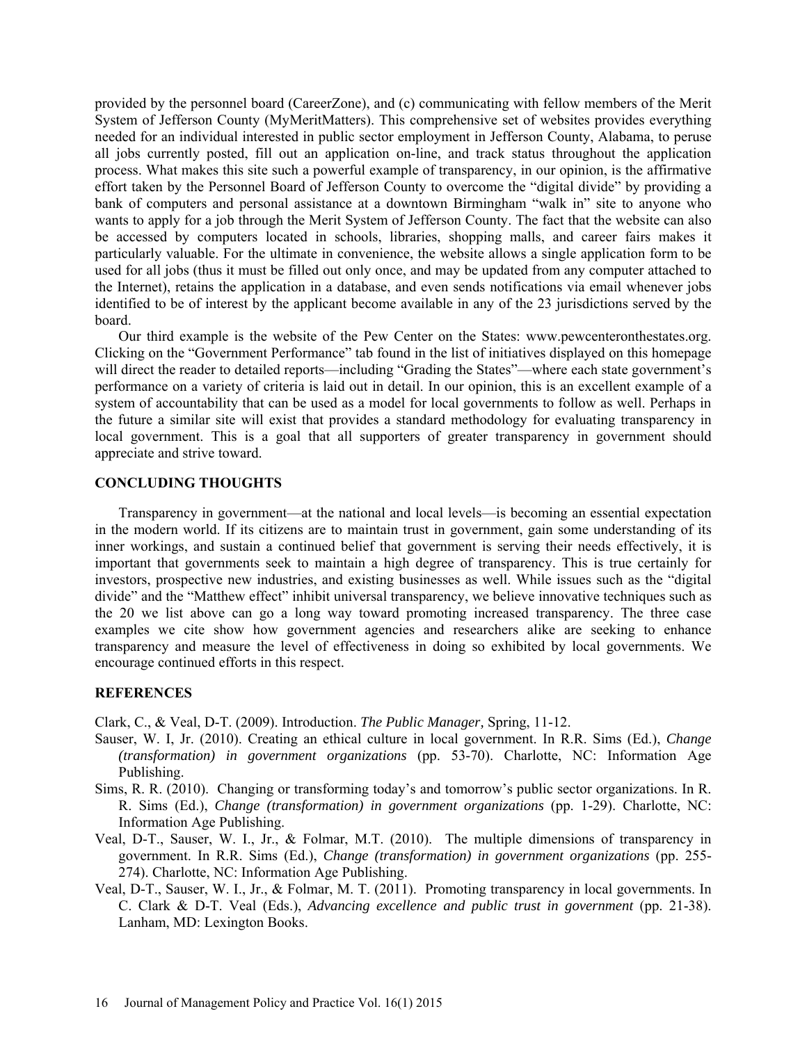provided by the personnel board (CareerZone), and (c) communicating with fellow members of the Merit System of Jefferson County (MyMeritMatters). This comprehensive set of websites provides everything needed for an individual interested in public sector employment in Jefferson County, Alabama, to peruse all jobs currently posted, fill out an application on-line, and track status throughout the application process. What makes this site such a powerful example of transparency, in our opinion, is the affirmative effort taken by the Personnel Board of Jefferson County to overcome the "digital divide" by providing a bank of computers and personal assistance at a downtown Birmingham "walk in" site to anyone who wants to apply for a job through the Merit System of Jefferson County. The fact that the website can also be accessed by computers located in schools, libraries, shopping malls, and career fairs makes it particularly valuable. For the ultimate in convenience, the website allows a single application form to be used for all jobs (thus it must be filled out only once, and may be updated from any computer attached to the Internet), retains the application in a database, and even sends notifications via email whenever jobs identified to be of interest by the applicant become available in any of the 23 jurisdictions served by the board.

Our third example is the website of the Pew Center on the States: www.pewcenteronthestates.org. Clicking on the "Government Performance" tab found in the list of initiatives displayed on this homepage will direct the reader to detailed reports—including "Grading the States"—where each state government's performance on a variety of criteria is laid out in detail. In our opinion, this is an excellent example of a system of accountability that can be used as a model for local governments to follow as well. Perhaps in the future a similar site will exist that provides a standard methodology for evaluating transparency in local government. This is a goal that all supporters of greater transparency in government should appreciate and strive toward.

## CONCLUDING THOUGHTS

Transparency in government—at the national and local levels—is becoming an essential expectation in the modern world. If its citizens are to maintain trust in government, gain some understanding of its inner workings, and sustain a continued belief that government is serving their needs effectively, it is important that governments seek to maintain a high degree of transparency. This is true certainly for investors, prospective new industries, and existing businesses as well. While issues such as the "digital divide" and the "Matthew effect" inhibit universal transparency, we believe innovative techniques such as the 20 we list above can go a long way toward promoting increased transparency. The three case examples we cite show how government agencies and researchers alike are seeking to enhance transparency and measure the level of effectiveness in doing so exhibited by local governments. We encourage continued efforts in this respect.

## REFERENCES

Clark, C., & Veal, D-T. (2009). Introduction. *The Public Manager,* Spring, 11-12.

Sauser, W. I, Jr. (2010). Creating an ethical culture in local government. In R.R. Sims (Ed.), *Change (transformation) in government organizations* (pp. 53-70). Charlotte, NC: Information Age Publishing.

Sims, R. R. (2010). Changing or transforming today's and tomorrow's public sector organizations. In R. R. Sims (Ed.), *Change (transformation) in government organizations* (pp. 1-29). Charlotte, NC: Information Age Publishing.

Veal, D-T., Sauser, W. I., Jr., & Folmar, M.T. (2010). The multiple dimensions of transparency in government. In R.R. Sims (Ed.), *Change (transformation) in government organizations* (pp. 255-274). Charlotte, NC: Information Age Publishing.

Veal, D-T., Sauser, W. I., Jr., & Folmar, M. T. (2011). Promoting transparency in local governments. In C. Clark & D-T. Veal (Eds.), *Advancing excellence and public trust in government* (pp. 21-38). Lanham, MD: Lexington Books.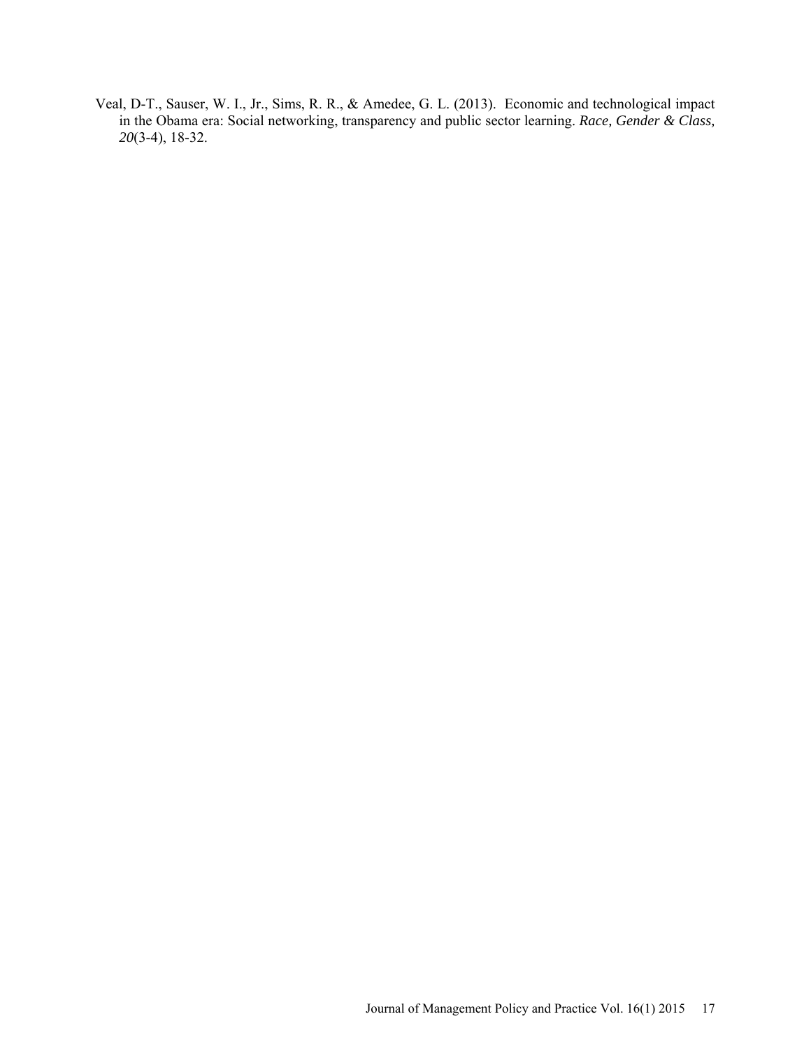Veal, D-T., Sauser, W. I., Jr., Sims, R. R., & Amedee, G. L. (2013). Economic and technological impact in the Obama era: Social networking, transparency and public sector learning. *Race, Gender & Class, 20*(3-4), 18-32.